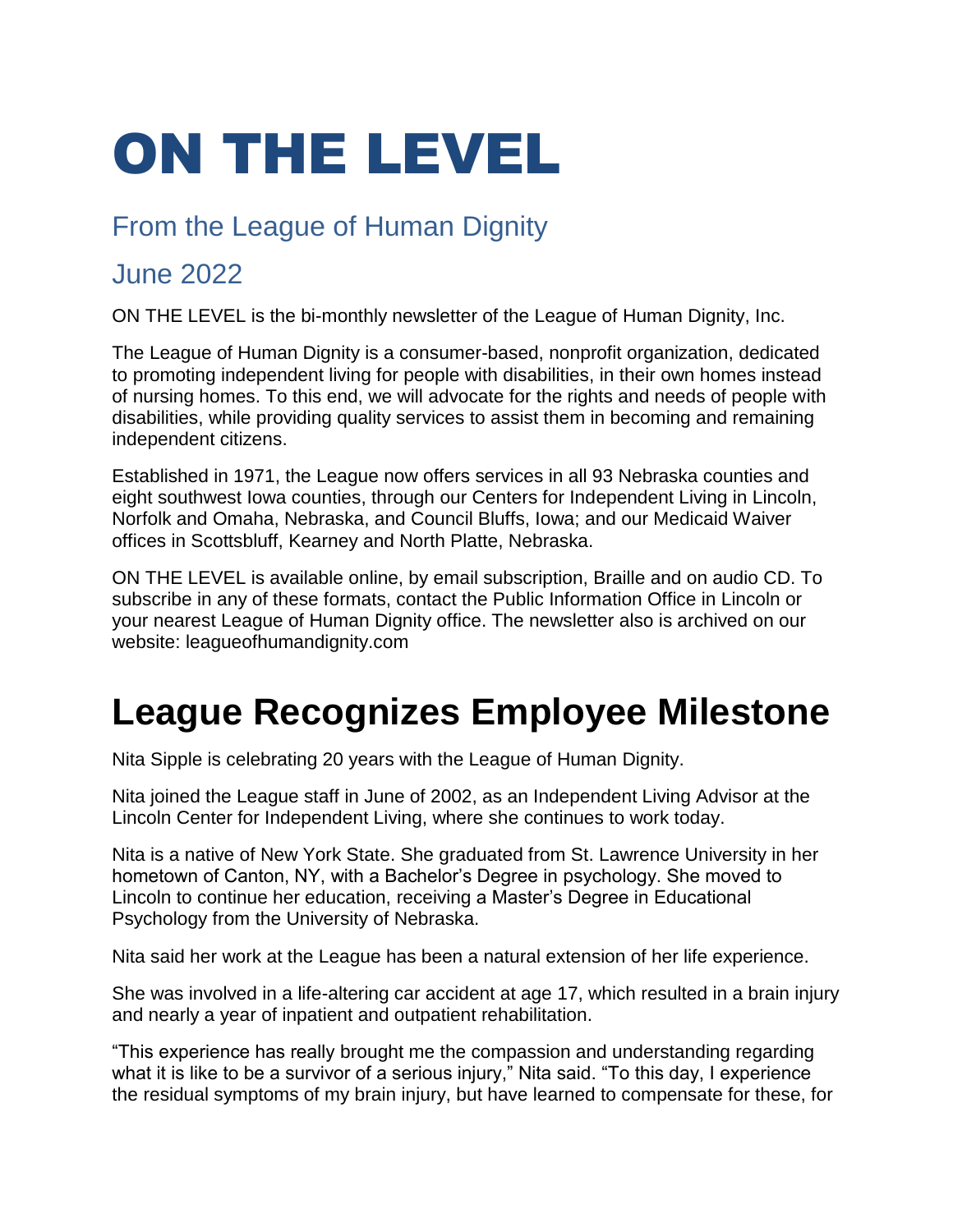# ON THE LEVEL

## From the League of Human Dignity

## June 2022

ON THE LEVEL is the bi-monthly newsletter of the League of Human Dignity, Inc.

The League of Human Dignity is a consumer-based, nonprofit organization, dedicated to promoting independent living for people with disabilities, in their own homes instead of nursing homes. To this end, we will advocate for the rights and needs of people with disabilities, while providing quality services to assist them in becoming and remaining independent citizens.

Established in 1971, the League now offers services in all 93 Nebraska counties and eight southwest Iowa counties, through our Centers for Independent Living in Lincoln, Norfolk and Omaha, Nebraska, and Council Bluffs, Iowa; and our Medicaid Waiver offices in Scottsbluff, Kearney and North Platte, Nebraska.

ON THE LEVEL is available online, by email subscription, Braille and on audio CD. To subscribe in any of these formats, contact the Public Information Office in Lincoln or your nearest League of Human Dignity office. The newsletter also is archived on our website: leagueofhumandignity.com

# League Recognizes Employee Milestone

Nita Sipple is celebrating 20 years with the League of Human Dignity.

Nita joined the League staff in June of 2002, as an Independent Living Advisor at the Lincoln Center for Independent Living, where she continues to work today.

Nita is a native of New York State. She graduated from St. Lawrence University in her hometown of Canton, NY, with a Bachelor's Degree in psychology. She moved to Lincoln to continue her education, receiving a Master's Degree in Educational Psychology from the University of Nebraska.

Nita said her work at the League has been a natural extension of her life experience.

She was involved in a life-altering car accident at age 17, which resulted in a brain injury and nearly a year of inpatient and outpatient rehabilitation.

"This experience has really brought me the compassion and understanding regarding what it is like to be a survivor of a serious injury," Nita said. "To this day, I experience the residual symptoms of my brain injury, but have learned to compensate for these, for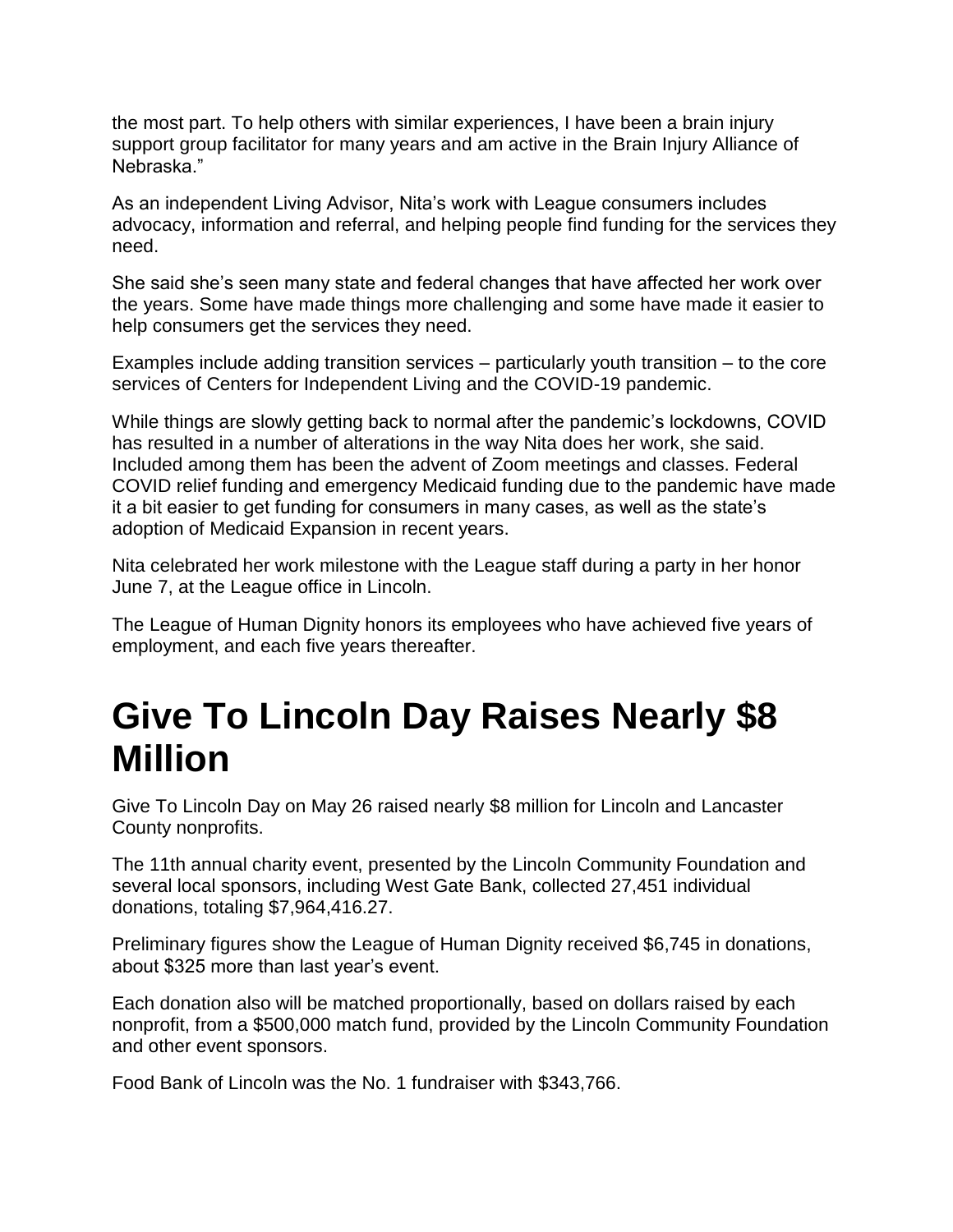the most part. To help others with similar experiences, I have been a brain injury support group facilitator for many years and am active in the Brain Injury Alliance of Nebraska."

As an independent Living Advisor, Nita's work with League consumers includes advocacy, information and referral, and helping people find funding for the services they need.

She said she's seen many state and federal changes that have affected her work over the years. Some have made things more challenging and some have made it easier to help consumers get the services they need.

Examples include adding transition services – particularly youth transition – to the core services of Centers for Independent Living and the COVID-19 pandemic.

While things are slowly getting back to normal after the pandemic's lockdowns, COVID has resulted in a number of alterations in the way Nita does her work, she said. Included among them has been the advent of Zoom meetings and classes. Federal COVID relief funding and emergency Medicaid funding due to the pandemic have made it a bit easier to get funding for consumers in many cases, as well as the state's adoption of Medicaid Expansion in recent years.

Nita celebrated her work milestone with the League staff during a party in her honor June 7, at the League office in Lincoln.

The League of Human Dignity honors its employees who have achieved five years of employment, and each five years thereafter.

# Give To Lincoln Day Raises Nearly $8 Million

Give To Lincoln Day on May 26 raised nearly $8 million for Lincoln and Lancaster County nonprofits.

The 11th annual charity event, presented by the Lincoln Community Foundation and several local sponsors, including West Gate Bank, collected 27,451 individual donations, totaling $7,964,416.27.

Preliminary figures show the League of Human Dignity received $6,745 in donations, about $325 more than last year's event.

Each donation also will be matched proportionally, based on dollars raised by each nonprofit, from a $500,000 match fund, provided by the Lincoln Community Foundation and other event sponsors.

Food Bank of Lincoln was the No. 1 fundraiser with $343,766.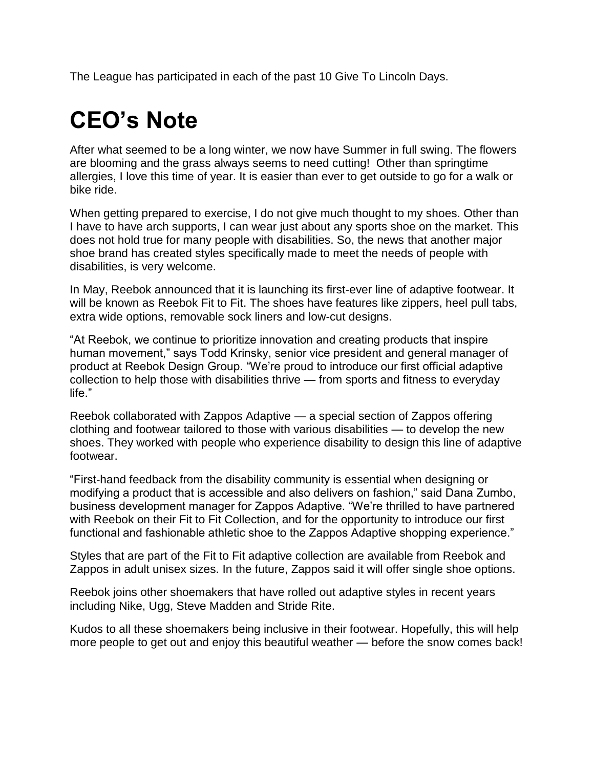The League has participated in each of the past 10 Give To Lincoln Days.

# CEO's Note

After what seemed to be a long winter, we now have Summer in full swing. The flowers are blooming and the grass always seems to need cutting! Other than springtime allergies, I love this time of year. It is easier than ever to get outside to go for a walk or bike ride.

When getting prepared to exercise, I do not give much thought to my shoes. Other than I have to have arch supports, I can wear just about any sports shoe on the market. This does not hold true for many people with disabilities. So, the news that another major shoe brand has created styles specifically made to meet the needs of people with disabilities, is very welcome.

In May, Reebok announced that it is launching its first-ever line of adaptive footwear. It will be known as Reebok Fit to Fit. The shoes have features like zippers, heel pull tabs, extra wide options, removable sock liners and low-cut designs.

"At Reebok, we continue to prioritize innovation and creating products that inspire human movement," says Todd Krinsky, senior vice president and general manager of product at Reebok Design Group. "We're proud to introduce our first official adaptive collection to help those with disabilities thrive — from sports and fitness to everyday life."

Reebok collaborated with Zappos Adaptive — a special section of Zappos offering clothing and footwear tailored to those with various disabilities — to develop the new shoes. They worked with people who experience disability to design this line of adaptive footwear.

"First-hand feedback from the disability community is essential when designing or modifying a product that is accessible and also delivers on fashion," said Dana Zumbo, business development manager for Zappos Adaptive. "We're thrilled to have partnered with Reebok on their Fit to Fit Collection, and for the opportunity to introduce our first functional and fashionable athletic shoe to the Zappos Adaptive shopping experience."

Styles that are part of the Fit to Fit adaptive collection are available from Reebok and Zappos in adult unisex sizes. In the future, Zappos said it will offer single shoe options.

Reebok joins other shoemakers that have rolled out adaptive styles in recent years including Nike, Ugg, Steve Madden and Stride Rite.

Kudos to all these shoemakers being inclusive in their footwear. Hopefully, this will help more people to get out and enjoy this beautiful weather — before the snow comes back!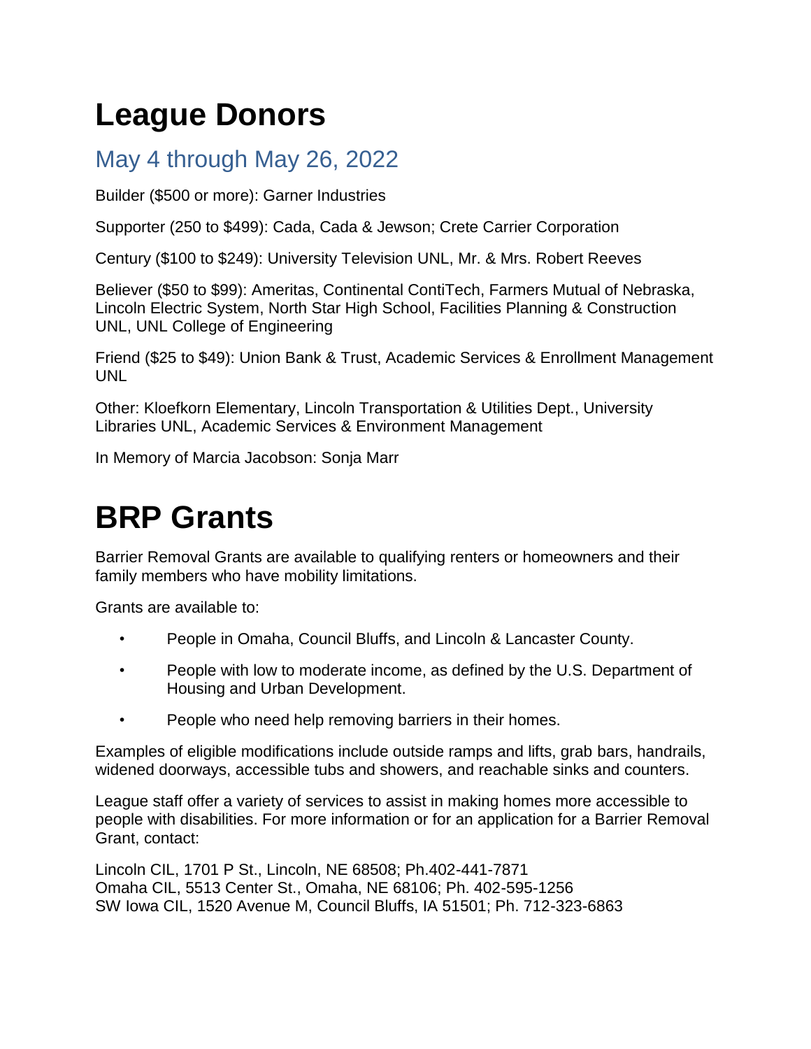# League Donors

## May 4 through May 26, 2022

Builder ($500 or more): Garner Industries

Supporter (250 to $499): Cada, Cada & Jewson; Crete Carrier Corporation

Century ($100 to $249): University Television UNL, Mr. & Mrs. Robert Reeves

Believer ($50 to $99): Ameritas, Continental ContiTech, Farmers Mutual of Nebraska, Lincoln Electric System, North Star High School, Facilities Planning & Construction UNL, UNL College of Engineering

Friend ($25 to $49): Union Bank & Trust, Academic Services & Enrollment Management UNL

Other: Kloefkorn Elementary, Lincoln Transportation & Utilities Dept., University Libraries UNL, Academic Services & Environment Management

In Memory of Marcia Jacobson: Sonja Marr

# BRP Grants

Barrier Removal Grants are available to qualifying renters or homeowners and their family members who have mobility limitations.

Grants are available to:

- People in Omaha, Council Bluffs, and Lincoln & Lancaster County.
- People with low to moderate income, as defined by the U.S. Department of Housing and Urban Development.
- People who need help removing barriers in their homes.

Examples of eligible modifications include outside ramps and lifts, grab bars, handrails, widened doorways, accessible tubs and showers, and reachable sinks and counters.

League staff offer a variety of services to assist in making homes more accessible to people with disabilities. For more information or for an application for a Barrier Removal Grant, contact:

Lincoln CIL, 1701 P St., Lincoln, NE 68508; Ph.402-441-7871
Omaha CIL, 5513 Center St., Omaha, NE 68106; Ph. 402-595-1256
SW Iowa CIL, 1520 Avenue M, Council Bluffs, IA 51501; Ph. 712-323-6863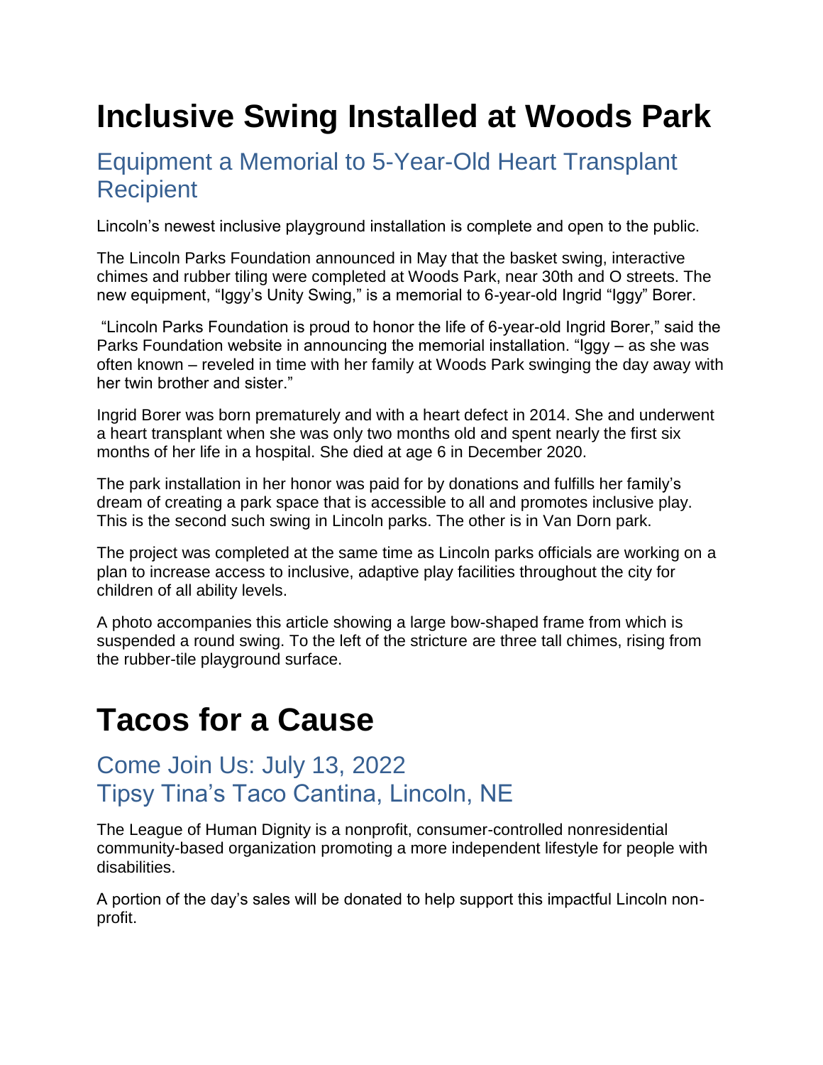# Inclusive Swing Installed at Woods Park

## Equipment a Memorial to 5-Year-Old Heart Transplant Recipient

Lincoln's newest inclusive playground installation is complete and open to the public.

The Lincoln Parks Foundation announced in May that the basket swing, interactive chimes and rubber tiling were completed at Woods Park, near 30th and O streets. The new equipment, "Iggy's Unity Swing," is a memorial to 6-year-old Ingrid "Iggy" Borer.

"Lincoln Parks Foundation is proud to honor the life of 6-year-old Ingrid Borer," said the Parks Foundation website in announcing the memorial installation. "Iggy – as she was often known – reveled in time with her family at Woods Park swinging the day away with her twin brother and sister."

Ingrid Borer was born prematurely and with a heart defect in 2014. She and underwent a heart transplant when she was only two months old and spent nearly the first six months of her life in a hospital. She died at age 6 in December 2020.

The park installation in her honor was paid for by donations and fulfills her family's dream of creating a park space that is accessible to all and promotes inclusive play. This is the second such swing in Lincoln parks. The other is in Van Dorn park.

The project was completed at the same time as Lincoln parks officials are working on a plan to increase access to inclusive, adaptive play facilities throughout the city for children of all ability levels.

A photo accompanies this article showing a large bow-shaped frame from which is suspended a round swing. To the left of the stricture are three tall chimes, rising from the rubber-tile playground surface.

# Tacos for a Cause

## Come Join Us: July 13, 2022
## Tipsy Tina's Taco Cantina, Lincoln, NE

The League of Human Dignity is a nonprofit, consumer-controlled nonresidential community-based organization promoting a more independent lifestyle for people with disabilities.

A portion of the day's sales will be donated to help support this impactful Lincoln non-profit.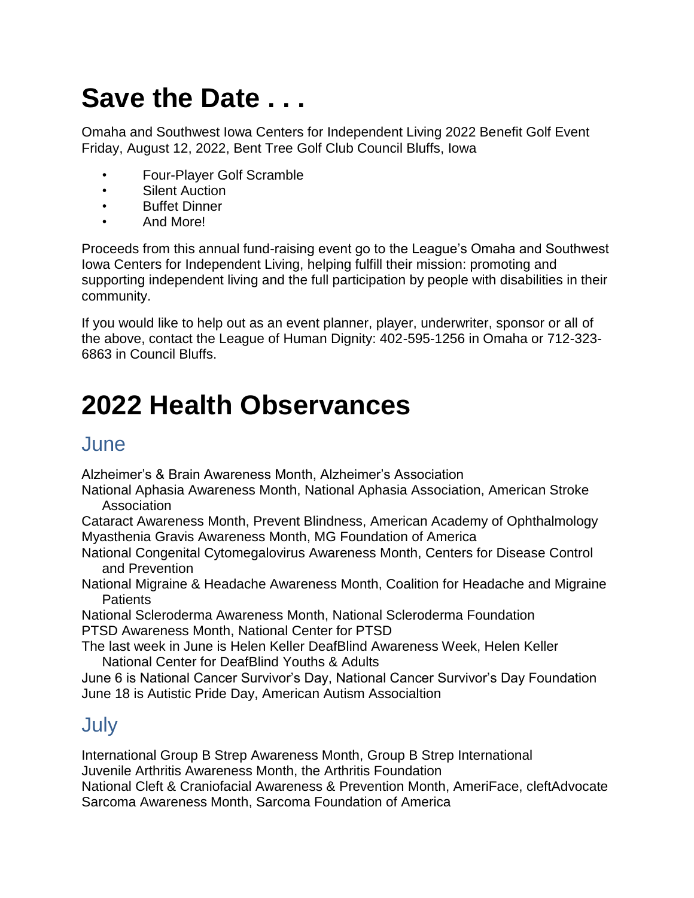# Save the Date . . .

Omaha and Southwest Iowa Centers for Independent Living 2022 Benefit Golf Event Friday, August 12, 2022, Bent Tree Golf Club Council Bluffs, Iowa

- Four-Player Golf Scramble
- Silent Auction
- Buffet Dinner
- And More!

Proceeds from this annual fund-raising event go to the League's Omaha and Southwest Iowa Centers for Independent Living, helping fulfill their mission: promoting and supporting independent living and the full participation by people with disabilities in their community.

If you would like to help out as an event planner, player, underwriter, sponsor or all of the above, contact the League of Human Dignity: 402-595-1256 in Omaha or 712-323-6863 in Council Bluffs.

# 2022 Health Observances

## June

Alzheimer's & Brain Awareness Month, Alzheimer's Association
National Aphasia Awareness Month, National Aphasia Association, American Stroke Association
Cataract Awareness Month, Prevent Blindness, American Academy of Ophthalmology
Myasthenia Gravis Awareness Month, MG Foundation of America
National Congenital Cytomegalovirus Awareness Month, Centers for Disease Control and Prevention
National Migraine & Headache Awareness Month, Coalition for Headache and Migraine Patients
National Scleroderma Awareness Month, National Scleroderma Foundation
PTSD Awareness Month, National Center for PTSD
The last week in June is Helen Keller DeafBlind Awareness Week, Helen Keller National Center for DeafBlind Youths & Adults
June 6 is National Cancer Survivor's Day, National Cancer Survivor's Day Foundation
June 18 is Autistic Pride Day, American Autism Associaltion

## July

International Group B Strep Awareness Month, Group B Strep International
Juvenile Arthritis Awareness Month, the Arthritis Foundation
National Cleft & Craniofacial Awareness & Prevention Month, AmeriFace, cleftAdvocate
Sarcoma Awareness Month, Sarcoma Foundation of America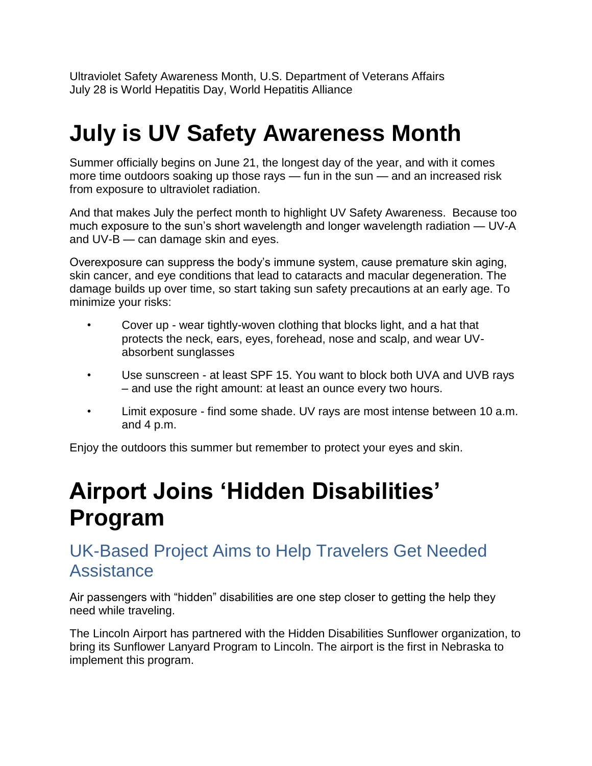Ultraviolet Safety Awareness Month, U.S. Department of Veterans Affairs
July 28 is World Hepatitis Day, World Hepatitis Alliance

# July is UV Safety Awareness Month

Summer officially begins on June 21, the longest day of the year, and with it comes more time outdoors soaking up those rays — fun in the sun — and an increased risk from exposure to ultraviolet radiation.

And that makes July the perfect month to highlight UV Safety Awareness. Because too much exposure to the sun's short wavelength and longer wavelength radiation — UV-A and UV-B — can damage skin and eyes.

Overexposure can suppress the body's immune system, cause premature skin aging, skin cancer, and eye conditions that lead to cataracts and macular degeneration. The damage builds up over time, so start taking sun safety precautions at an early age. To minimize your risks:

- Cover up - wear tightly-woven clothing that blocks light, and a hat that protects the neck, ears, eyes, forehead, nose and scalp, and wear UV-absorbent sunglasses
- Use sunscreen - at least SPF 15. You want to block both UVA and UVB rays – and use the right amount: at least an ounce every two hours.
- Limit exposure - find some shade. UV rays are most intense between 10 a.m. and 4 p.m.

Enjoy the outdoors this summer but remember to protect your eyes and skin.

# Airport Joins 'Hidden Disabilities' Program

## UK-Based Project Aims to Help Travelers Get Needed Assistance

Air passengers with "hidden" disabilities are one step closer to getting the help they need while traveling.

The Lincoln Airport has partnered with the Hidden Disabilities Sunflower organization, to bring its Sunflower Lanyard Program to Lincoln. The airport is the first in Nebraska to implement this program.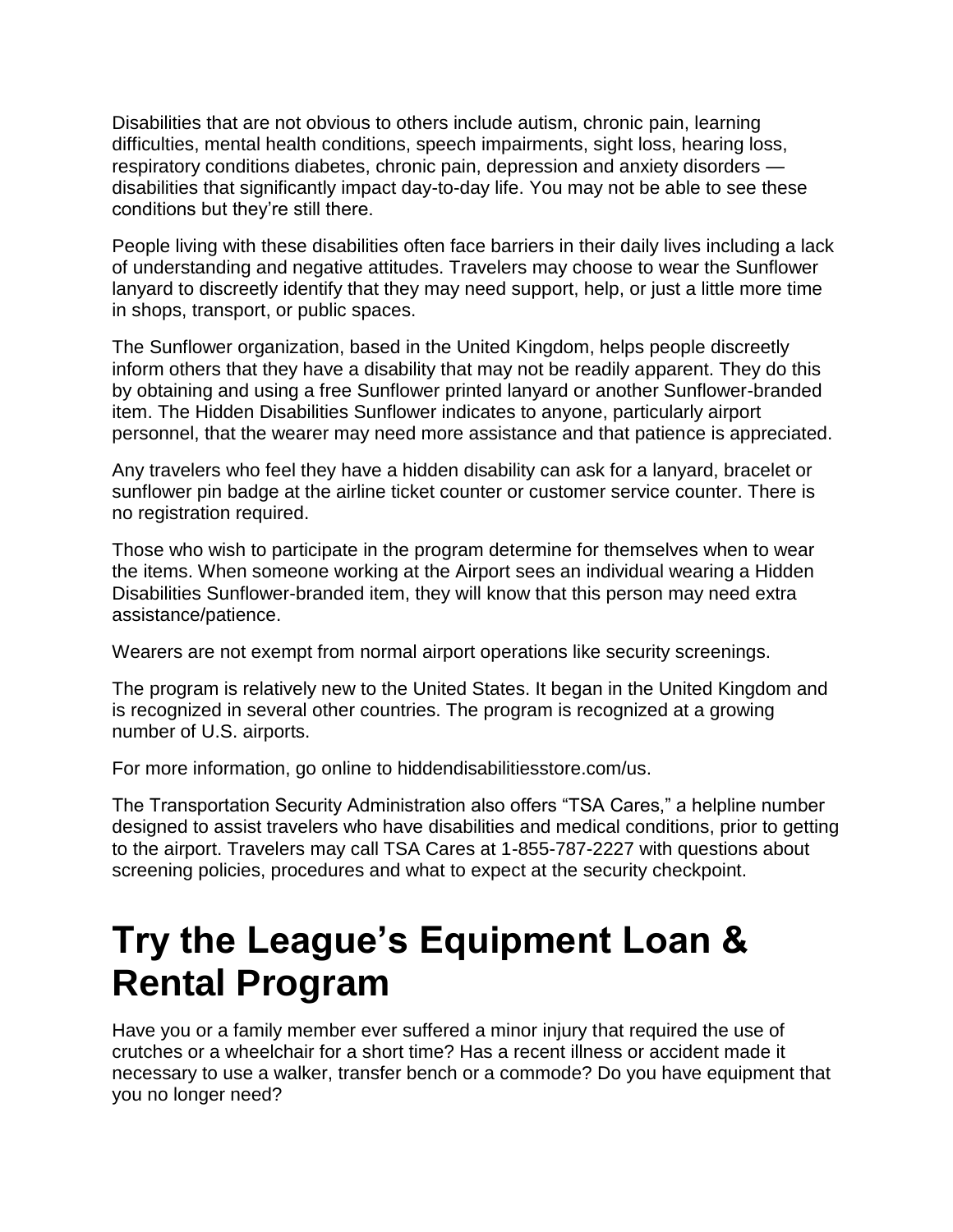Disabilities that are not obvious to others include autism, chronic pain, learning difficulties, mental health conditions, speech impairments, sight loss, hearing loss, respiratory conditions diabetes, chronic pain, depression and anxiety disorders — disabilities that significantly impact day-to-day life. You may not be able to see these conditions but they're still there.

People living with these disabilities often face barriers in their daily lives including a lack of understanding and negative attitudes. Travelers may choose to wear the Sunflower lanyard to discreetly identify that they may need support, help, or just a little more time in shops, transport, or public spaces.

The Sunflower organization, based in the United Kingdom, helps people discreetly inform others that they have a disability that may not be readily apparent. They do this by obtaining and using a free Sunflower printed lanyard or another Sunflower-branded item. The Hidden Disabilities Sunflower indicates to anyone, particularly airport personnel, that the wearer may need more assistance and that patience is appreciated.

Any travelers who feel they have a hidden disability can ask for a lanyard, bracelet or sunflower pin badge at the airline ticket counter or customer service counter. There is no registration required.

Those who wish to participate in the program determine for themselves when to wear the items. When someone working at the Airport sees an individual wearing a Hidden Disabilities Sunflower-branded item, they will know that this person may need extra assistance/patience.

Wearers are not exempt from normal airport operations like security screenings.

The program is relatively new to the United States. It began in the United Kingdom and is recognized in several other countries. The program is recognized at a growing number of U.S. airports.

For more information, go online to hiddendisabilitiesstore.com/us.

The Transportation Security Administration also offers "TSA Cares," a helpline number designed to assist travelers who have disabilities and medical conditions, prior to getting to the airport. Travelers may call TSA Cares at 1-855-787-2227 with questions about screening policies, procedures and what to expect at the security checkpoint.

# Try the League's Equipment Loan & Rental Program

Have you or a family member ever suffered a minor injury that required the use of crutches or a wheelchair for a short time? Has a recent illness or accident made it necessary to use a walker, transfer bench or a commode? Do you have equipment that you no longer need?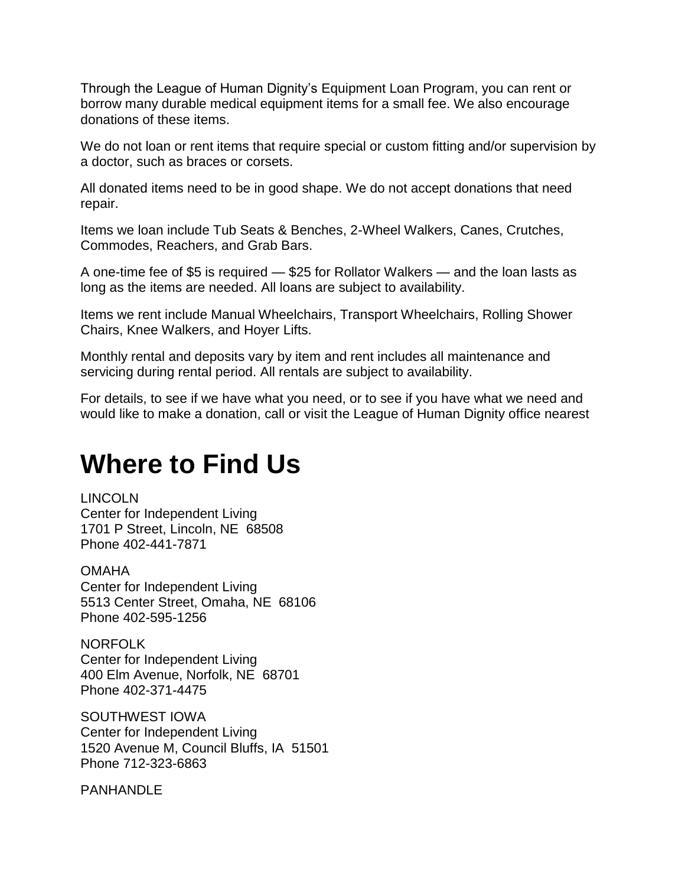Through the League of Human Dignity's Equipment Loan Program, you can rent or borrow many durable medical equipment items for a small fee. We also encourage donations of these items.

We do not loan or rent items that require special or custom fitting and/or supervision by a doctor, such as braces or corsets.

All donated items need to be in good shape. We do not accept donations that need repair.

Items we loan include Tub Seats & Benches, 2-Wheel Walkers, Canes, Crutches, Commodes, Reachers, and Grab Bars.

A one-time fee of $5 is required — $25 for Rollator Walkers — and the loan lasts as long as the items are needed. All loans are subject to availability.

Items we rent include Manual Wheelchairs, Transport Wheelchairs, Rolling Shower Chairs, Knee Walkers, and Hoyer Lifts.

Monthly rental and deposits vary by item and rent includes all maintenance and servicing during rental period. All rentals are subject to availability.

For details, to see if we have what you need, or to see if you have what we need and would like to make a donation, call or visit the League of Human Dignity office nearest

# Where to Find Us

LINCOLN
Center for Independent Living
1701 P Street, Lincoln, NE 68508
Phone 402-441-7871

OMAHA
Center for Independent Living
5513 Center Street, Omaha, NE 68106
Phone 402-595-1256

NORFOLK
Center for Independent Living
400 Elm Avenue, Norfolk, NE 68701
Phone 402-371-4475

SOUTHWEST IOWA
Center for Independent Living
1520 Avenue M, Council Bluffs, IA 51501
Phone 712-323-6863

PANHANDLE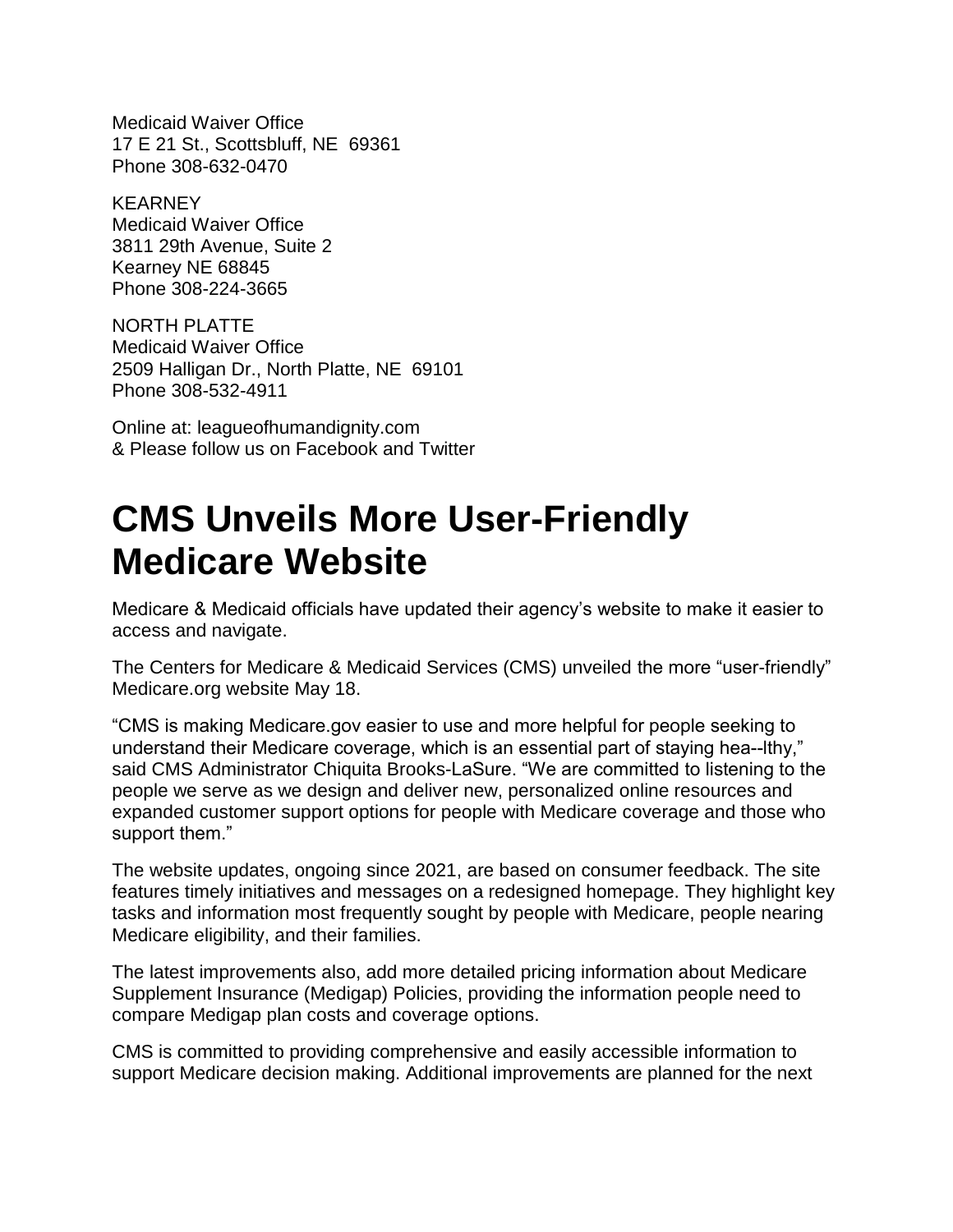Medicaid Waiver Office
17 E 21 St., Scottsbluff, NE 69361
Phone 308-632-0470

KEARNEY
Medicaid Waiver Office
3811 29th Avenue, Suite 2
Kearney NE 68845
Phone 308-224-3665

NORTH PLATTE
Medicaid Waiver Office
2509 Halligan Dr., North Platte, NE 69101
Phone 308-532-4911

Online at: leagueofhumandignity.com
& Please follow us on Facebook and Twitter

# CMS Unveils More User-Friendly Medicare Website

Medicare & Medicaid officials have updated their agency's website to make it easier to access and navigate.

The Centers for Medicare & Medicaid Services (CMS) unveiled the more "user-friendly" Medicare.org website May 18.

"CMS is making Medicare.gov easier to use and more helpful for people seeking to understand their Medicare coverage, which is an essential part of staying hea--lthy," said CMS Administrator Chiquita Brooks-LaSure. "We are committed to listening to the people we serve as we design and deliver new, personalized online resources and expanded customer support options for people with Medicare coverage and those who support them."

The website updates, ongoing since 2021, are based on consumer feedback. The site features timely initiatives and messages on a redesigned homepage. They highlight key tasks and information most frequently sought by people with Medicare, people nearing Medicare eligibility, and their families.

The latest improvements also, add more detailed pricing information about Medicare Supplement Insurance (Medigap) Policies, providing the information people need to compare Medigap plan costs and coverage options.

CMS is committed to providing comprehensive and easily accessible information to support Medicare decision making. Additional improvements are planned for the next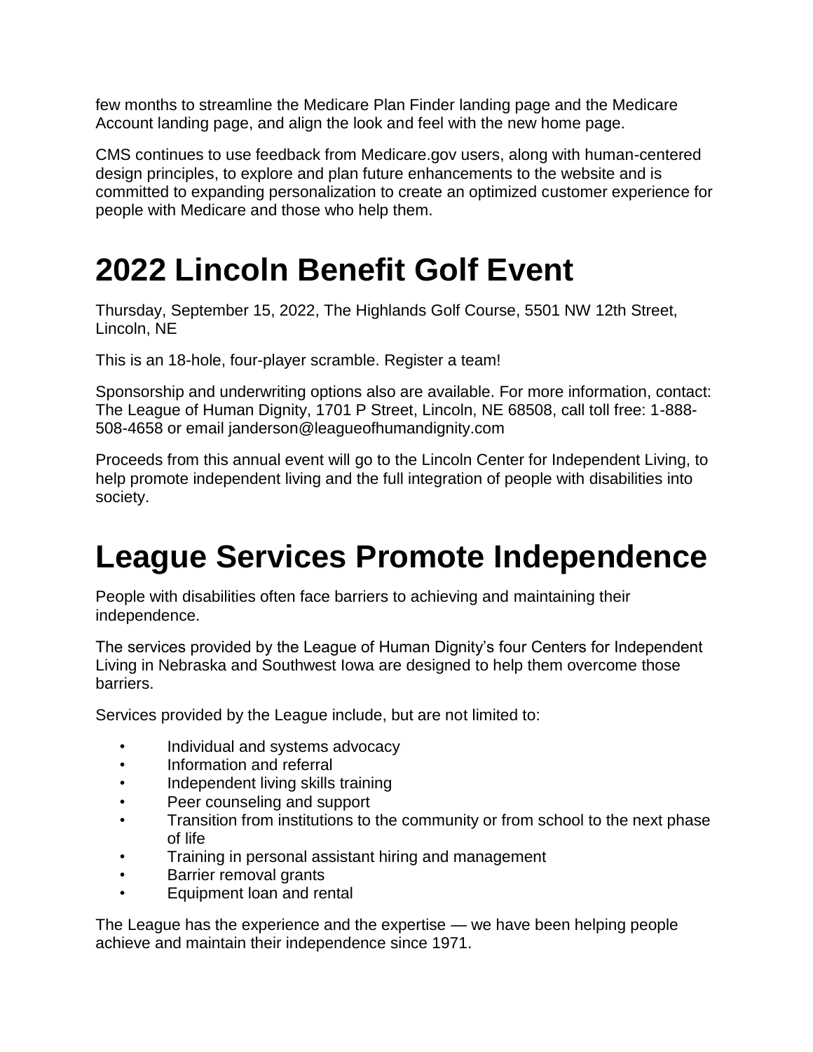few months to streamline the Medicare Plan Finder landing page and the Medicare Account landing page, and align the look and feel with the new home page.

CMS continues to use feedback from Medicare.gov users, along with human-centered design principles, to explore and plan future enhancements to the website and is committed to expanding personalization to create an optimized customer experience for people with Medicare and those who help them.

# 2022 Lincoln Benefit Golf Event

Thursday, September 15, 2022, The Highlands Golf Course, 5501 NW 12th Street, Lincoln, NE

This is an 18-hole, four-player scramble. Register a team!

Sponsorship and underwriting options also are available. For more information, contact: The League of Human Dignity, 1701 P Street, Lincoln, NE 68508, call toll free: 1-888-508-4658 or email janderson@leagueofhumandignity.com

Proceeds from this annual event will go to the Lincoln Center for Independent Living, to help promote independent living and the full integration of people with disabilities into society.

# League Services Promote Independence

People with disabilities often face barriers to achieving and maintaining their independence.

The services provided by the League of Human Dignity's four Centers for Independent Living in Nebraska and Southwest Iowa are designed to help them overcome those barriers.

Services provided by the League include, but are not limited to:

- Individual and systems advocacy
- Information and referral
- Independent living skills training
- Peer counseling and support
- Transition from institutions to the community or from school to the next phase of life
- Training in personal assistant hiring and management
- Barrier removal grants
- Equipment loan and rental

The League has the experience and the expertise — we have been helping people achieve and maintain their independence since 1971.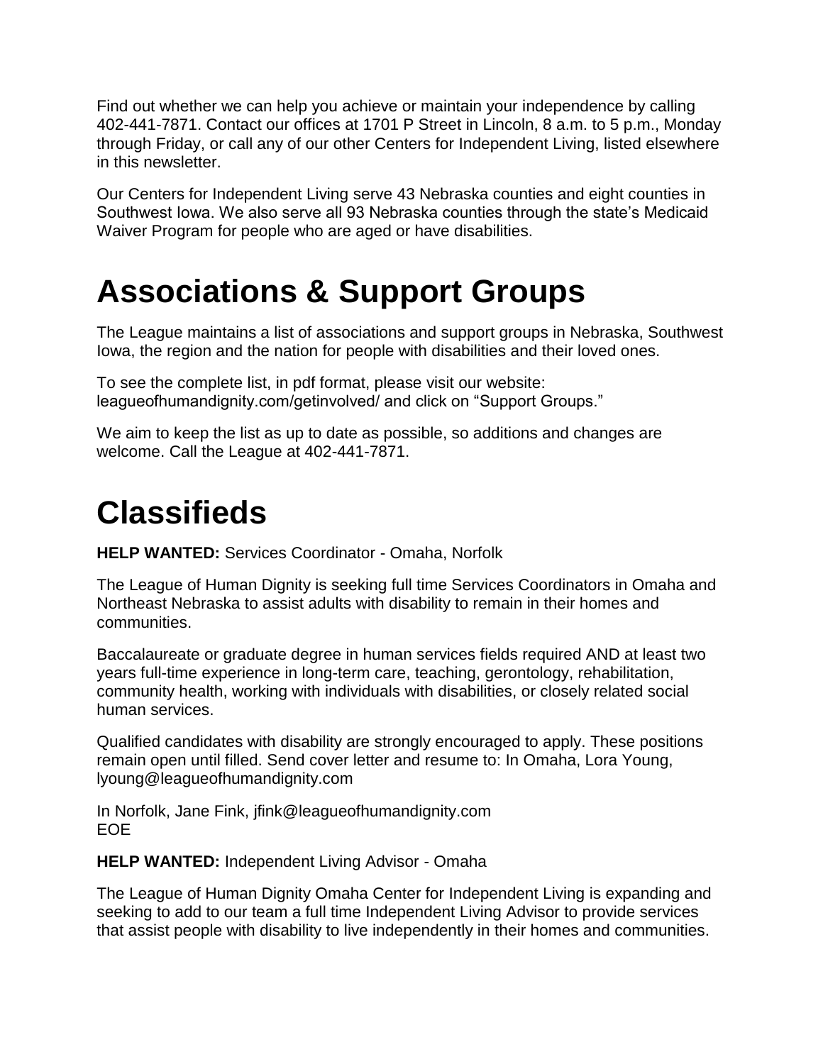Find out whether we can help you achieve or maintain your independence by calling 402-441-7871. Contact our offices at 1701 P Street in Lincoln, 8 a.m. to 5 p.m., Monday through Friday, or call any of our other Centers for Independent Living, listed elsewhere in this newsletter.

Our Centers for Independent Living serve 43 Nebraska counties and eight counties in Southwest Iowa. We also serve all 93 Nebraska counties through the state's Medicaid Waiver Program for people who are aged or have disabilities.

# Associations & Support Groups

The League maintains a list of associations and support groups in Nebraska, Southwest Iowa, the region and the nation for people with disabilities and their loved ones.

To see the complete list, in pdf format, please visit our website: leagueofhumandignity.com/getinvolved/ and click on "Support Groups."

We aim to keep the list as up to date as possible, so additions and changes are welcome. Call the League at 402-441-7871.

# Classifieds

**HELP WANTED:** Services Coordinator - Omaha, Norfolk

The League of Human Dignity is seeking full time Services Coordinators in Omaha and Northeast Nebraska to assist adults with disability to remain in their homes and communities.

Baccalaureate or graduate degree in human services fields required AND at least two years full-time experience in long-term care, teaching, gerontology, rehabilitation, community health, working with individuals with disabilities, or closely related social human services.

Qualified candidates with disability are strongly encouraged to apply. These positions remain open until filled. Send cover letter and resume to: In Omaha, Lora Young, lyoung@leagueofhumandignity.com

In Norfolk, Jane Fink, jfink@leagueofhumandignity.com
EOE

**HELP WANTED:** Independent Living Advisor - Omaha

The League of Human Dignity Omaha Center for Independent Living is expanding and seeking to add to our team a full time Independent Living Advisor to provide services that assist people with disability to live independently in their homes and communities.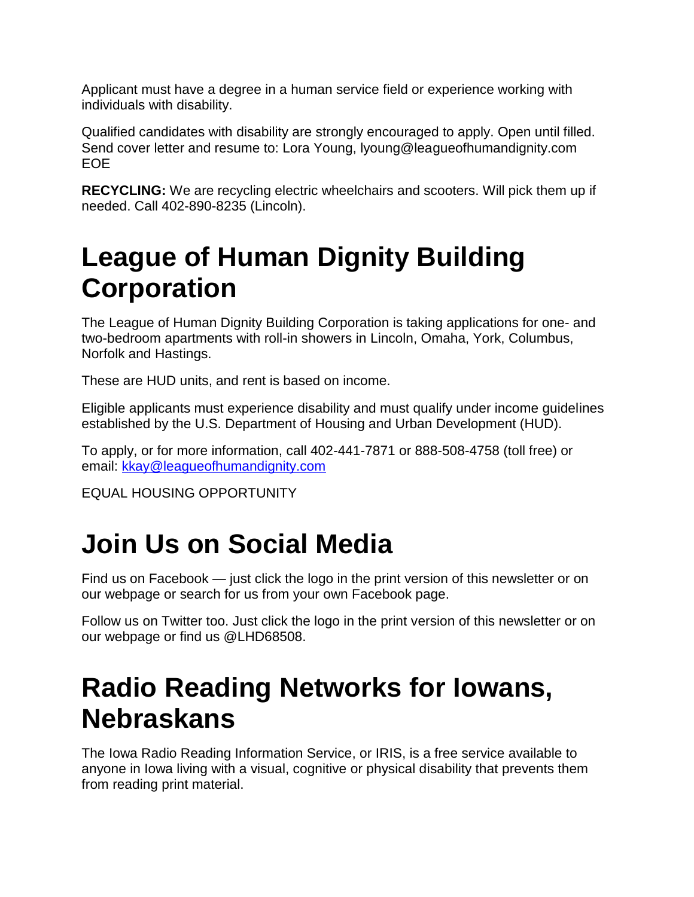Applicant must have a degree in a human service field or experience working with individuals with disability.

Qualified candidates with disability are strongly encouraged to apply. Open until filled. Send cover letter and resume to: Lora Young, lyoung@leagueofhumandignity.com EOE

**RECYCLING:** We are recycling electric wheelchairs and scooters. Will pick them up if needed. Call 402-890-8235 (Lincoln).

# League of Human Dignity Building Corporation

The League of Human Dignity Building Corporation is taking applications for one- and two-bedroom apartments with roll-in showers in Lincoln, Omaha, York, Columbus, Norfolk and Hastings.

These are HUD units, and rent is based on income.

Eligible applicants must experience disability and must qualify under income guidelines established by the U.S. Department of Housing and Urban Development (HUD).

To apply, or for more information, call 402-441-7871 or 888-508-4758 (toll free) or email: [kkay@leagueofhumandignity.com](mailto:kkay@leagueofhumandignity.com)

EQUAL HOUSING OPPORTUNITY

# Join Us on Social Media

Find us on Facebook — just click the logo in the print version of this newsletter or on our webpage or search for us from your own Facebook page.

Follow us on Twitter too. Just click the logo in the print version of this newsletter or on our webpage or find us @LHD68508.

# Radio Reading Networks for Iowans, Nebraskans

The Iowa Radio Reading Information Service, or IRIS, is a free service available to anyone in Iowa living with a visual, cognitive or physical disability that prevents them from reading print material.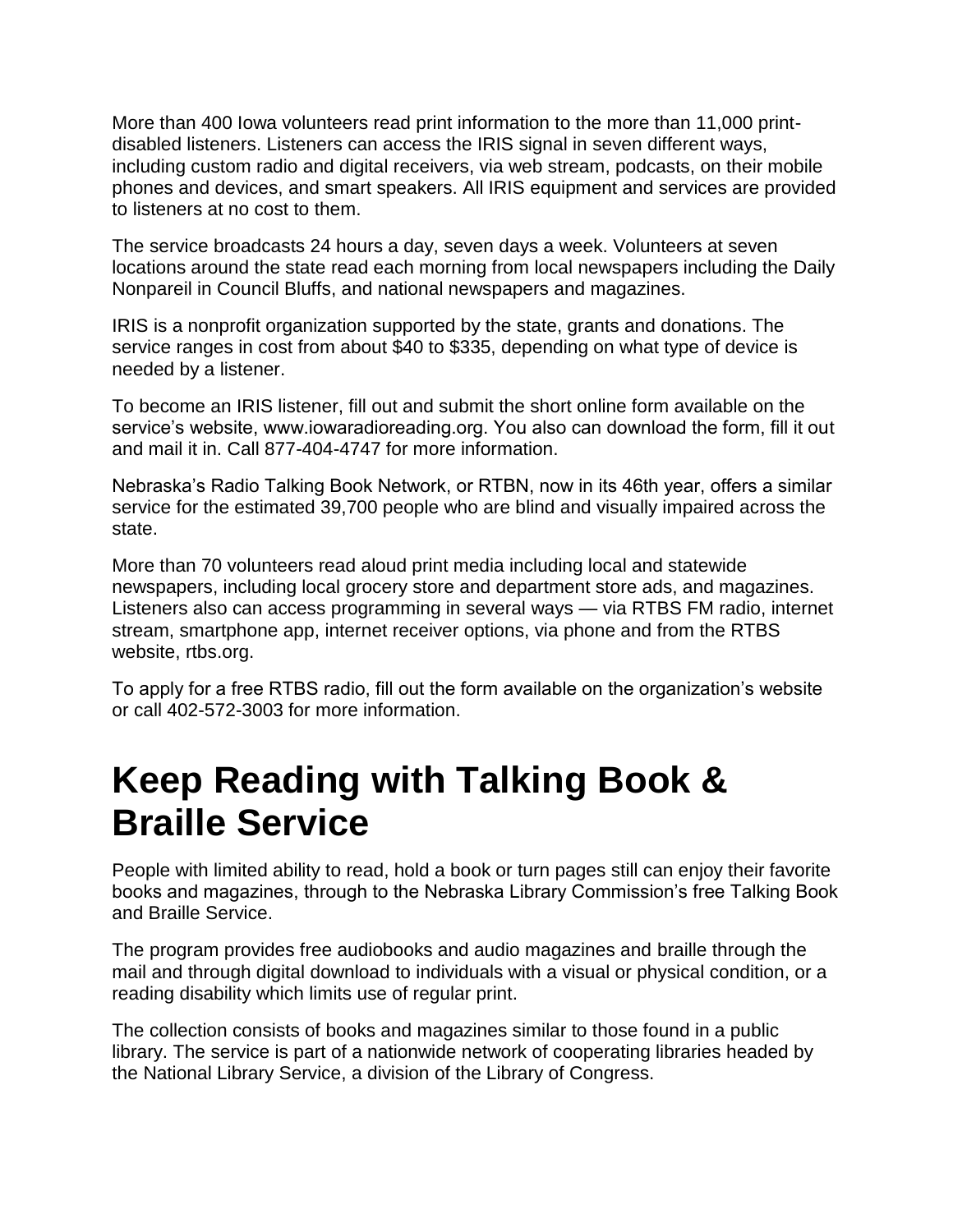More than 400 Iowa volunteers read print information to the more than 11,000 print-disabled listeners. Listeners can access the IRIS signal in seven different ways, including custom radio and digital receivers, via web stream, podcasts, on their mobile phones and devices, and smart speakers. All IRIS equipment and services are provided to listeners at no cost to them.

The service broadcasts 24 hours a day, seven days a week. Volunteers at seven locations around the state read each morning from local newspapers including the Daily Nonpareil in Council Bluffs, and national newspapers and magazines.

IRIS is a nonprofit organization supported by the state, grants and donations. The service ranges in cost from about $40 to $335, depending on what type of device is needed by a listener.

To become an IRIS listener, fill out and submit the short online form available on the service's website, www.iowaradioreading.org. You also can download the form, fill it out and mail it in. Call 877-404-4747 for more information.

Nebraska's Radio Talking Book Network, or RTBN, now in its 46th year, offers a similar service for the estimated 39,700 people who are blind and visually impaired across the state.

More than 70 volunteers read aloud print media including local and statewide newspapers, including local grocery store and department store ads, and magazines. Listeners also can access programming in several ways — via RTBS FM radio, internet stream, smartphone app, internet receiver options, via phone and from the RTBS website, rtbs.org.

To apply for a free RTBS radio, fill out the form available on the organization's website or call 402-572-3003 for more information.

# Keep Reading with Talking Book & Braille Service

People with limited ability to read, hold a book or turn pages still can enjoy their favorite books and magazines, through to the Nebraska Library Commission's free Talking Book and Braille Service.

The program provides free audiobooks and audio magazines and braille through the mail and through digital download to individuals with a visual or physical condition, or a reading disability which limits use of regular print.

The collection consists of books and magazines similar to those found in a public library. The service is part of a nationwide network of cooperating libraries headed by the National Library Service, a division of the Library of Congress.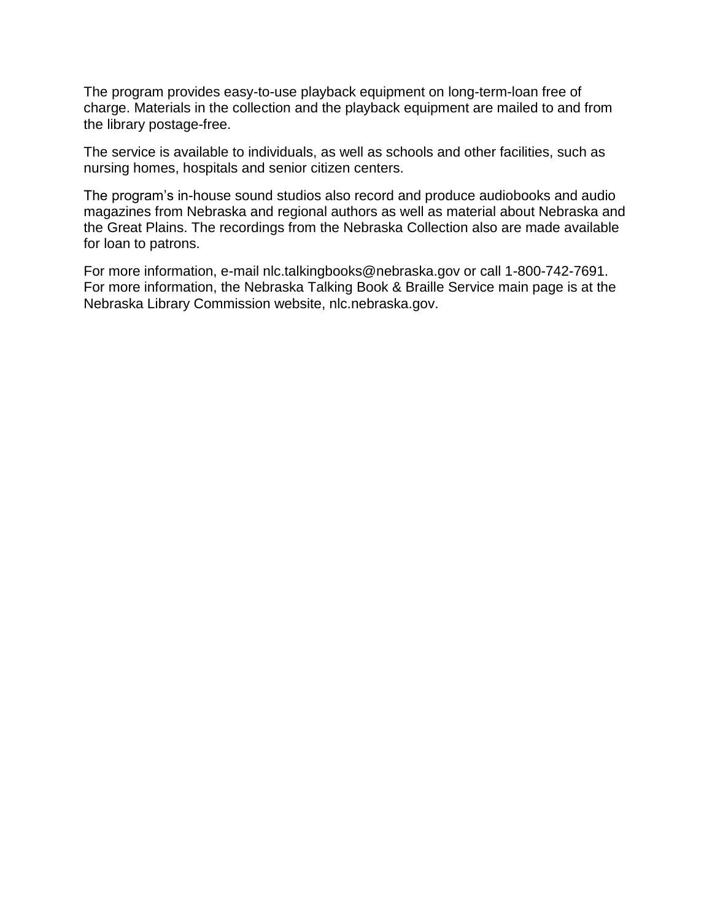The program provides easy-to-use playback equipment on long-term-loan free of charge. Materials in the collection and the playback equipment are mailed to and from the library postage-free.

The service is available to individuals, as well as schools and other facilities, such as nursing homes, hospitals and senior citizen centers.

The program's in-house sound studios also record and produce audiobooks and audio magazines from Nebraska and regional authors as well as material about Nebraska and the Great Plains. The recordings from the Nebraska Collection also are made available for loan to patrons.

For more information, e-mail nlc.talkingbooks@nebraska.gov or call 1-800-742-7691. For more information, the Nebraska Talking Book & Braille Service main page is at the Nebraska Library Commission website, nlc.nebraska.gov.